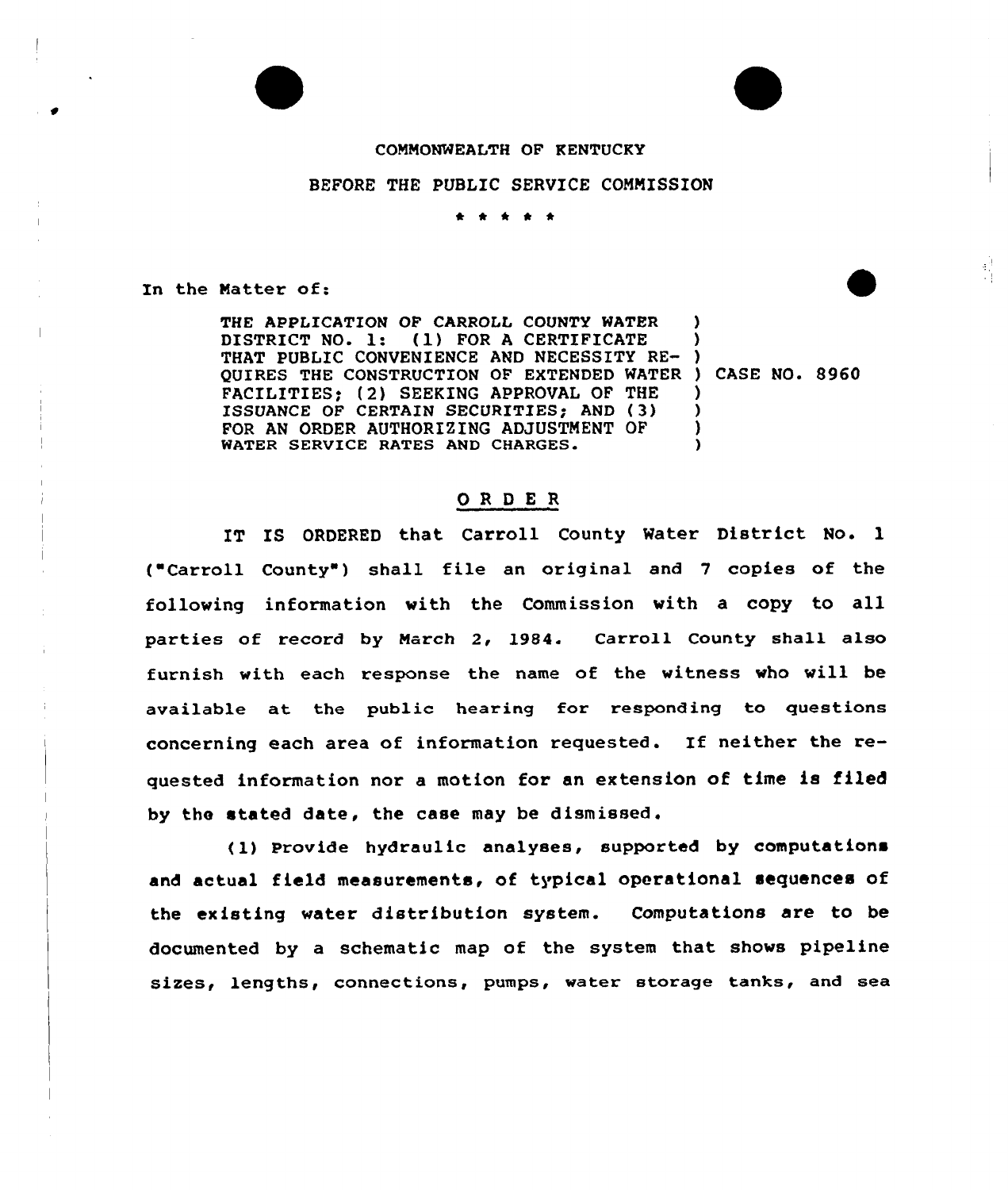COMMONWEALTH OF KENTUCKY

BEFORE THE PUBLIC SERVICE COMMISSION

\* \* \* \* \*

In the Matter of:

| | |
|---|---|
| THE APPLICATION OF CARROLL COUNTY WATER DISTRICT NO. 1: (1) FOR A CERTIFICATE THAT PUBLIC CONVENIENCE AND NECESSITY REQUIRES THE CONSTRUCTION OF EXTENDED WATER FACILITIES; (2) SEEKING APPROVAL OF THE ISSUANCE OF CERTAIN SECURITIES; AND (3) FOR AN ORDER AUTHORIZING ADJUSTMENT OF WATER SERVICE RATES AND CHARGES. | CASE NO. 8960 |

## O R D E R

IT IS ORDERED that Carroll County Water District No. 1 ("Carroll County") shall file an original and 7 copies of the following information with the Commission with a copy to all parties of record by March 2, 1984. Carroll County shall also furnish with each response the name of the witness who will be available at the public hearing for responding to questions concerning each area of information requested. If neither the requested information nor a motion for an extension of time is filed by the stated date, the case may be dismissed.

(1) Provide hydraulic analyses, supported by computations and actual field measurements, of typical operational sequences of the existing water distribution system. Computations are to be documented by a schematic map of the system that shows pipeline sizes, lengths, connections, pumps, water storage tanks, and sea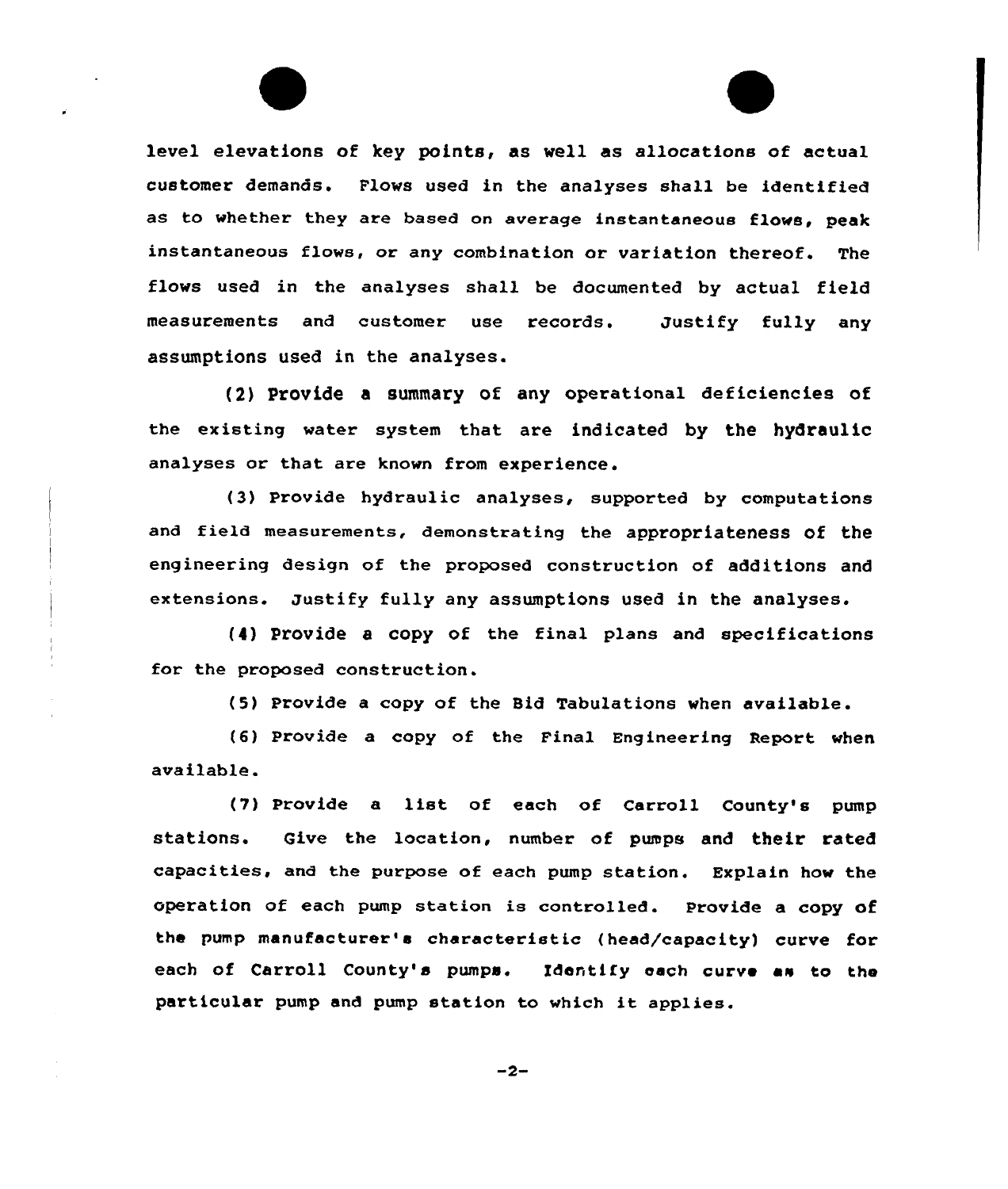level elevations of key points, as well as allocations of actual customer demands. Flows used in the analyses shall be identified as to whether they are based on average instantaneous flows, peak instantaneous flows, or any combination or variation thereof. The flows used in the analyses shall be documented by actual field measurements and customer use records. Justify fully any assumptions used in the analyses.

(2) Provide a summary of any operational deficiencies of the existing water system that are indicated by the hydraulic analyses or that are known from experience.

(3) Provide hydraulic analyses, supported by computations and field measurements, demonstrating the appropriateness of the engineering design of the proposed construction of additions and extensions. Justify fully any assumptions used in the analyses.

(4) Provide a copy of the final plans and specifications for the proposed construction.

(5) Provide a copy of the Bid Tabulations when available.

(6) Provide a copy of the Final Engineering Report when available.

(7) Provide a list of each of Carroll County's pump stations. Give the location, number of pumps and their rated capacities, and the purpose of each pump station. Explain how the operation of each pump station is controlled. Provide a copy of the pump manufacturer's characteristic (head/capacity) curve for each of Carroll County's pumps. Identify each curve as to the particular pump and pump station to which it applies.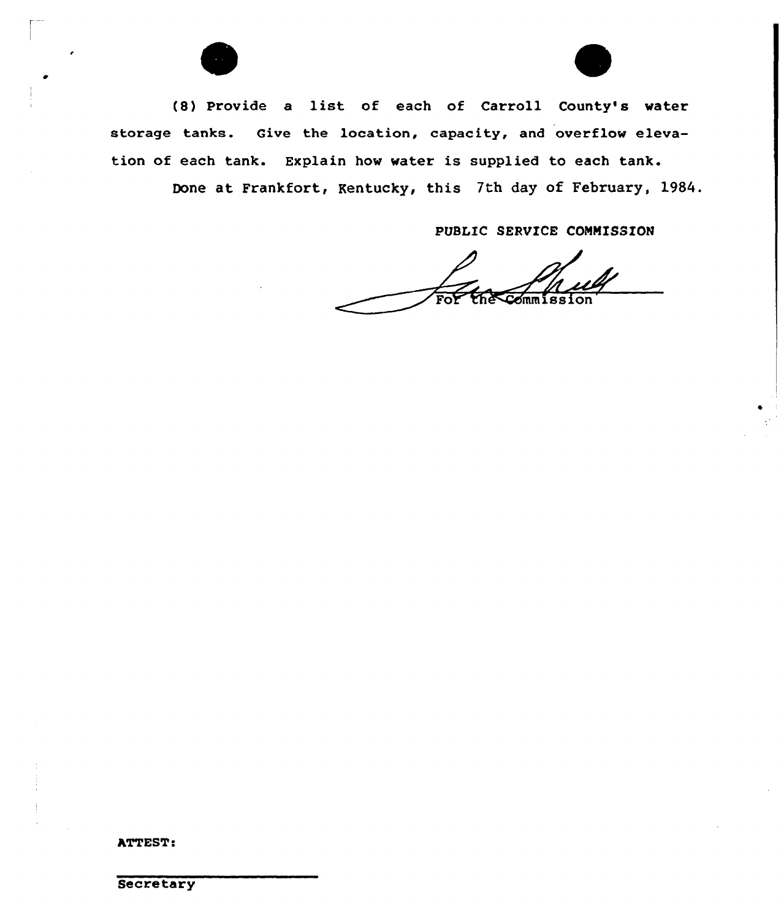(8) Provide a list of each of Carroll County's water storage tanks. Give the location, capacity, and overflow elevation of each tank. Explain how water is supplied to each tank.

Done at Frankfort, Kentucky, this 7th day of February, 1984.

PUBLIC SERVICE COMMISSION

For the Commission

ATTEST:

Secretary